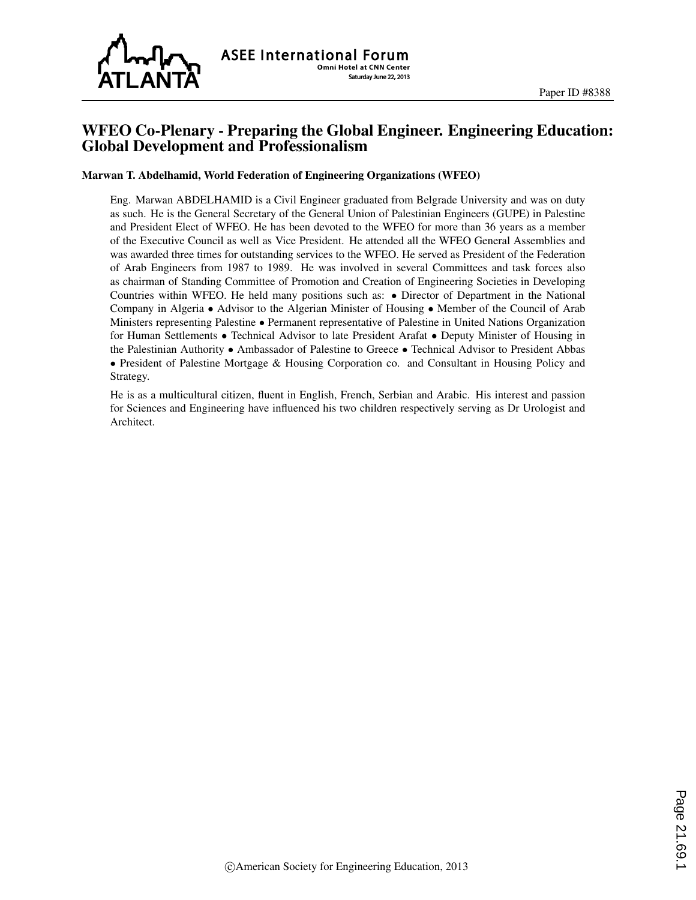# WFEO Co-Plenary - Preparing the Global Engineer. Engineering Education: Global Development and Professionalism

**Marwan T. Abdelhamid, World Federation of Engineering Organizations (WFEO)**

Eng. Marwan ABDELHAMID is a Civil Engineer graduated from Belgrade University and was on duty as such. He is the General Secretary of the General Union of Palestinian Engineers (GUPE) in Palestine and President Elect of WFEO. He has been devoted to the WFEO for more than 36 years as a member of the Executive Council as well as Vice President. He attended all the WFEO General Assemblies and was awarded three times for outstanding services to the WFEO. He served as President of the Federation of Arab Engineers from 1987 to 1989. He was involved in several Committees and task forces also as chairman of Standing Committee of Promotion and Creation of Engineering Societies in Developing Countries within WFEO. He held many positions such as: • Director of Department in the National Company in Algeria • Advisor to the Algerian Minister of Housing • Member of the Council of Arab Ministers representing Palestine • Permanent representative of Palestine in United Nations Organization for Human Settlements • Technical Advisor to late President Arafat • Deputy Minister of Housing in the Palestinian Authority • Ambassador of Palestine to Greece • Technical Advisor to President Abbas • President of Palestine Mortgage & Housing Corporation co. and Consultant in Housing Policy and Strategy.

He is as a multicultural citizen, fluent in English, French, Serbian and Arabic. His interest and passion for Sciences and Engineering have influenced his two children respectively serving as Dr Urologist and Architect.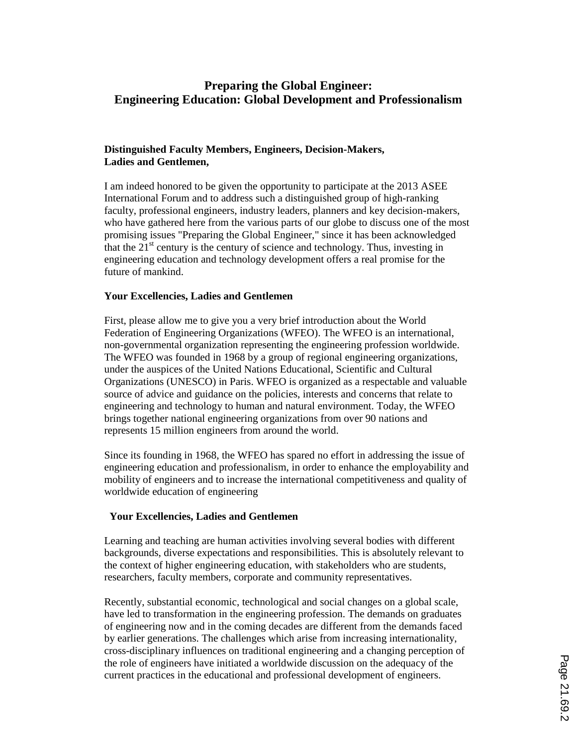# Preparing the Global Engineer:
# Engineering Education: Global Development and Professionalism

**Distinguished Faculty Members, Engineers, Decision-Makers,
Ladies and Gentlemen,**

I am indeed honored to be given the opportunity to participate at the 2013 ASEE International Forum and to address such a distinguished group of high-ranking faculty, professional engineers, industry leaders, planners and key decision-makers, who have gathered here from the various parts of our globe to discuss one of the most promising issues "Preparing the Global Engineer," since it has been acknowledged that the 21st century is the century of science and technology. Thus, investing in engineering education and technology development offers a real promise for the future of mankind.

**Your Excellencies, Ladies and Gentlemen**

First, please allow me to give you a very brief introduction about the World Federation of Engineering Organizations (WFEO). The WFEO is an international, non-governmental organization representing the engineering profession worldwide. The WFEO was founded in 1968 by a group of regional engineering organizations, under the auspices of the United Nations Educational, Scientific and Cultural Organizations (UNESCO) in Paris. WFEO is organized as a respectable and valuable source of advice and guidance on the policies, interests and concerns that relate to engineering and technology to human and natural environment. Today, the WFEO brings together national engineering organizations from over 90 nations and represents 15 million engineers from around the world.

Since its founding in 1968, the WFEO has spared no effort in addressing the issue of engineering education and professionalism, in order to enhance the employability and mobility of engineers and to increase the international competitiveness and quality of worldwide education of engineering

**Your Excellencies, Ladies and Gentlemen**

Learning and teaching are human activities involving several bodies with different backgrounds, diverse expectations and responsibilities. This is absolutely relevant to the context of higher engineering education, with stakeholders who are students, researchers, faculty members, corporate and community representatives.

Recently, substantial economic, technological and social changes on a global scale, have led to transformation in the engineering profession. The demands on graduates of engineering now and in the coming decades are different from the demands faced by earlier generations. The challenges which arise from increasing internationality, cross-disciplinary influences on traditional engineering and a changing perception of the role of engineers have initiated a worldwide discussion on the adequacy of the current practices in the educational and professional development of engineers.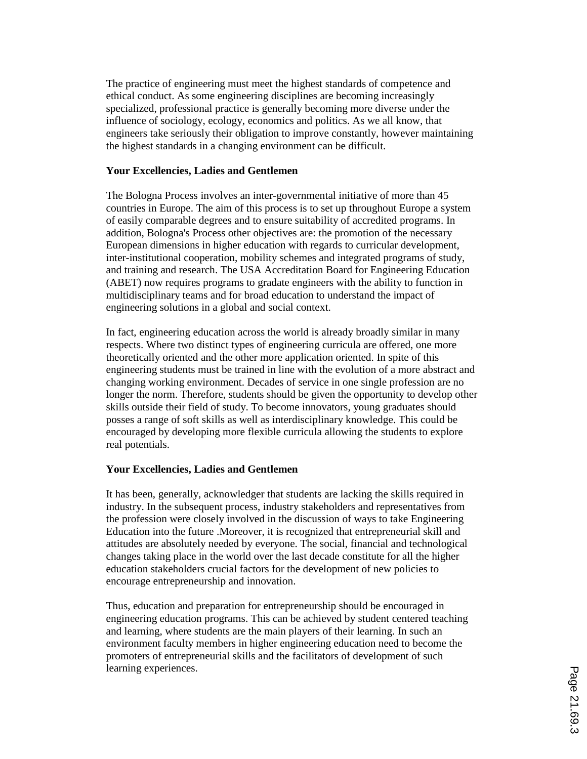The practice of engineering must meet the highest standards of competence and ethical conduct. As some engineering disciplines are becoming increasingly specialized, professional practice is generally becoming more diverse under the influence of sociology, ecology, economics and politics. As we all know, that engineers take seriously their obligation to improve constantly, however maintaining the highest standards in a changing environment can be difficult.

**Your Excellencies, Ladies and Gentlemen**

The Bologna Process involves an inter-governmental initiative of more than 45 countries in Europe. The aim of this process is to set up throughout Europe a system of easily comparable degrees and to ensure suitability of accredited programs. In addition, Bologna's Process other objectives are: the promotion of the necessary European dimensions in higher education with regards to curricular development, inter-institutional cooperation, mobility schemes and integrated programs of study, and training and research. The USA Accreditation Board for Engineering Education (ABET) now requires programs to gradate engineers with the ability to function in multidisciplinary teams and for broad education to understand the impact of engineering solutions in a global and social context.

In fact, engineering education across the world is already broadly similar in many respects. Where two distinct types of engineering curricula are offered, one more theoretically oriented and the other more application oriented. In spite of this engineering students must be trained in line with the evolution of a more abstract and changing working environment. Decades of service in one single profession are no longer the norm. Therefore, students should be given the opportunity to develop other skills outside their field of study. To become innovators, young graduates should posses a range of soft skills as well as interdisciplinary knowledge. This could be encouraged by developing more flexible curricula allowing the students to explore real potentials.

**Your Excellencies, Ladies and Gentlemen**

It has been, generally, acknowledger that students are lacking the skills required in industry. In the subsequent process, industry stakeholders and representatives from the profession were closely involved in the discussion of ways to take Engineering Education into the future .Moreover, it is recognized that entrepreneurial skill and attitudes are absolutely needed by everyone. The social, financial and technological changes taking place in the world over the last decade constitute for all the higher education stakeholders crucial factors for the development of new policies to encourage entrepreneurship and innovation.

Thus, education and preparation for entrepreneurship should be encouraged in engineering education programs. This can be achieved by student centered teaching and learning, where students are the main players of their learning. In such an environment faculty members in higher engineering education need to become the promoters of entrepreneurial skills and the facilitators of development of such learning experiences.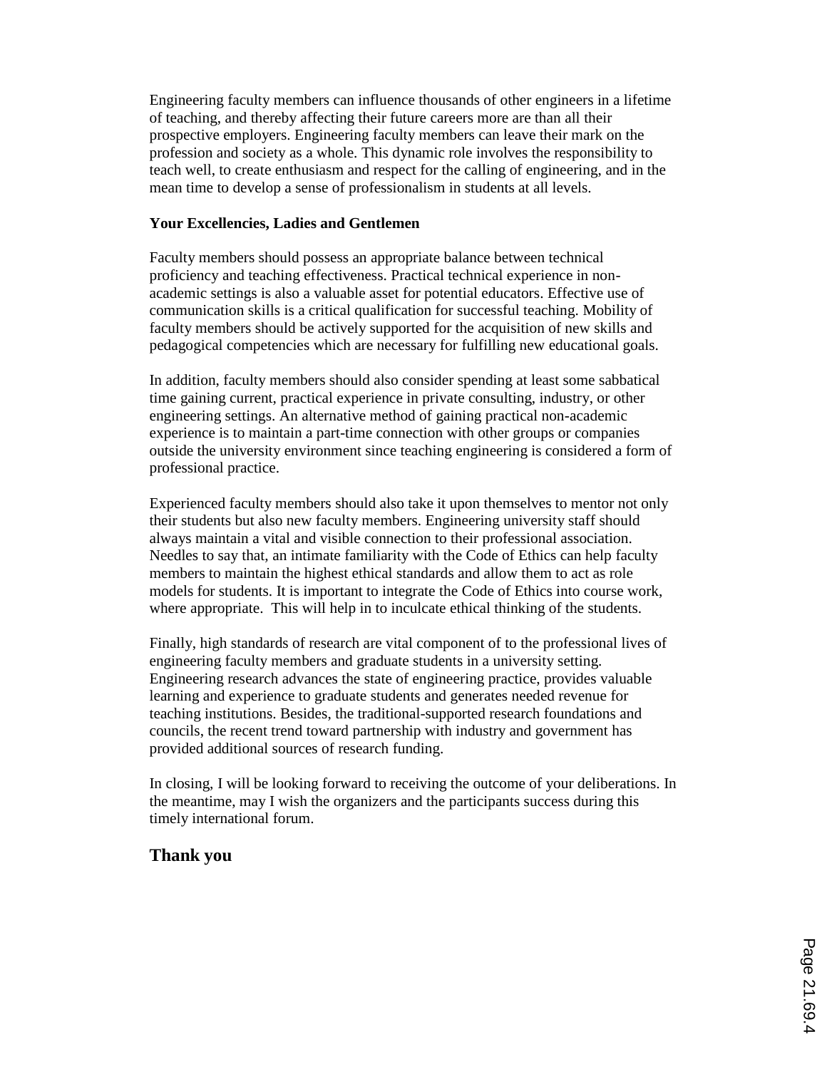Engineering faculty members can influence thousands of other engineers in a lifetime of teaching, and thereby affecting their future careers more are than all their prospective employers. Engineering faculty members can leave their mark on the profession and society as a whole. This dynamic role involves the responsibility to teach well, to create enthusiasm and respect for the calling of engineering, and in the mean time to develop a sense of professionalism in students at all levels.

**Your Excellencies, Ladies and Gentlemen**

Faculty members should possess an appropriate balance between technical proficiency and teaching effectiveness. Practical technical experience in non-academic settings is also a valuable asset for potential educators. Effective use of communication skills is a critical qualification for successful teaching. Mobility of faculty members should be actively supported for the acquisition of new skills and pedagogical competencies which are necessary for fulfilling new educational goals.

In addition, faculty members should also consider spending at least some sabbatical time gaining current, practical experience in private consulting, industry, or other engineering settings. An alternative method of gaining practical non-academic experience is to maintain a part-time connection with other groups or companies outside the university environment since teaching engineering is considered a form of professional practice.

Experienced faculty members should also take it upon themselves to mentor not only their students but also new faculty members. Engineering university staff should always maintain a vital and visible connection to their professional association. Needles to say that, an intimate familiarity with the Code of Ethics can help faculty members to maintain the highest ethical standards and allow them to act as role models for students. It is important to integrate the Code of Ethics into course work, where appropriate. This will help in to inculcate ethical thinking of the students.

Finally, high standards of research are vital component of to the professional lives of engineering faculty members and graduate students in a university setting. Engineering research advances the state of engineering practice, provides valuable learning and experience to graduate students and generates needed revenue for teaching institutions. Besides, the traditional-supported research foundations and councils, the recent trend toward partnership with industry and government has provided additional sources of research funding.

In closing, I will be looking forward to receiving the outcome of your deliberations. In the meantime, may I wish the organizers and the participants success during this timely international forum.

## Thank you